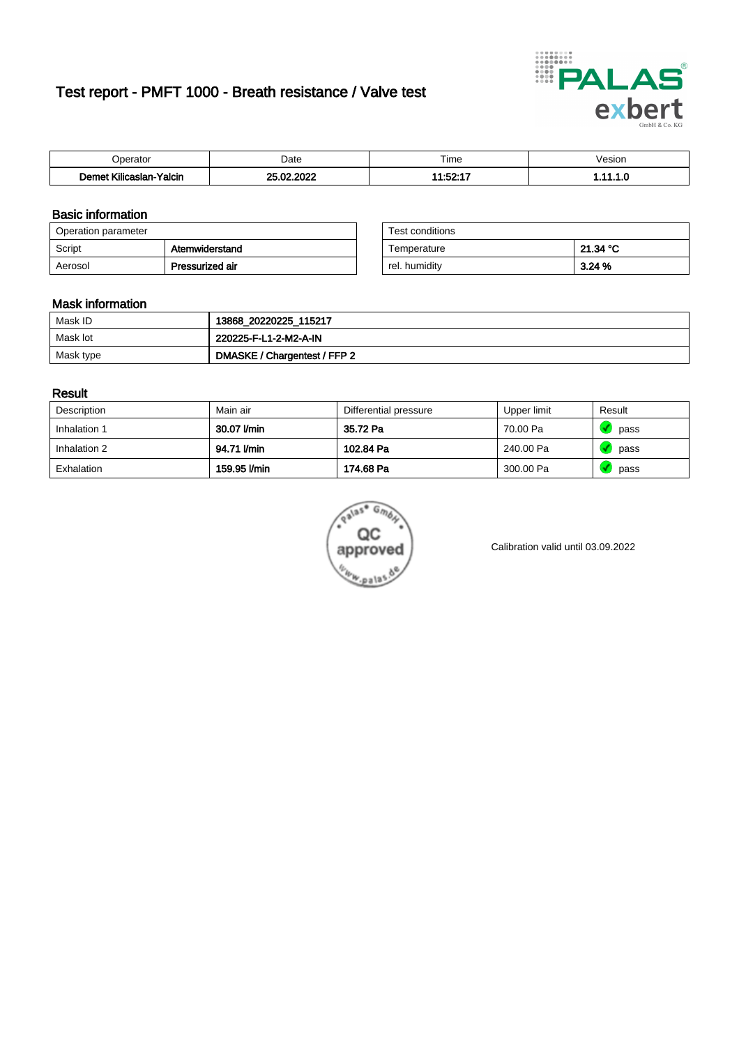# Test report - PMFT 1000 - Breath resistance / Valve test

| Operator | Date | Time | Vesion |
|---|---|---|---|
| **Demet Kilicaslan-Yalcin** | **25.02.2022** | **11:52:17** | **1.11.1.0** |

## Basic information

| Operation parameter | |
|---|---|
| Script | **Atemwiderstand** |
| Aerosol | **Pressurized air** |

| Test conditions | |
|---|---|
| Temperature | **21.34 °C** |
| rel. humidity | **3.24 %** |

## Mask information

| | |
|---|---|
| Mask ID | **13868_20220225_115217** |
| Mask lot | **220225-F-L1-2-M2-A-IN** |
| Mask type | **DMASKE / Chargentest / FFP 2** |

## Result

| Description | Main air | Differential pressure | Upper limit | Result |
|---|---|---|---|---|
| Inhalation 1 | **30.07 l/min** | **35.72 Pa** | 70.00 Pa | pass |
| Inhalation 2 | **94.71 l/min** | **102.84 Pa** | 240.00 Pa | pass |
| Exhalation | **159.95 l/min** | **174.68 Pa** | 300.00 Pa | pass |

palas GmbH QC approved www.palas.de

Calibration valid until 03.09.2022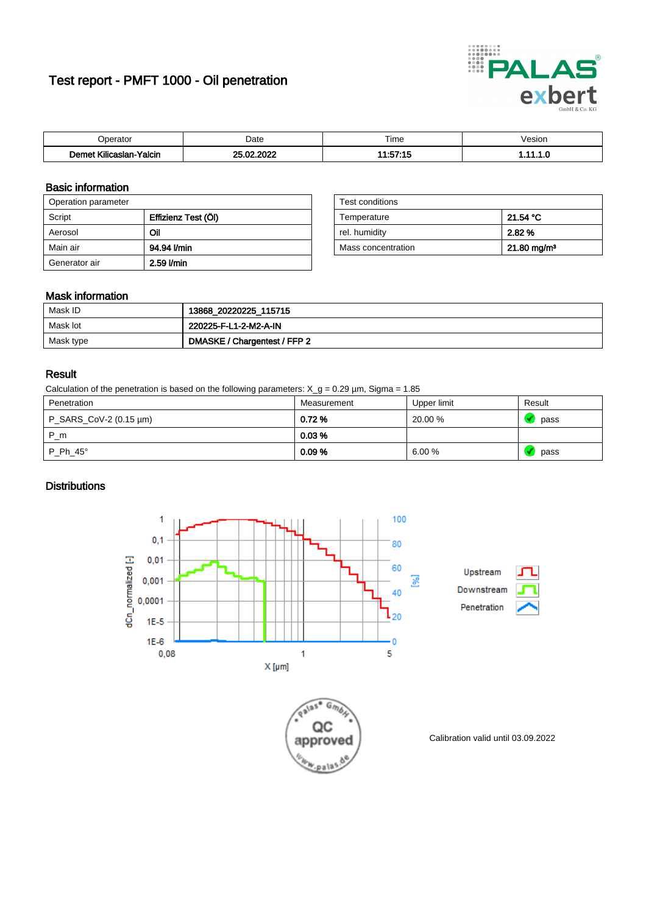# Test report - PMFT 1000 - Oil penetration

PALAS exbert GmbH & Co. KG

| Operator | Date | Time | Vesion |
|---|---|---|---|
| **Demet Kilicaslan-Yalcin** | **25.02.2022** | **11:57:15** | **1.11.1.0** |

## Basic information

| Operation parameter | |
|---|---|
| Script | **Effizienz Test (Öl)** |
| Aerosol | **Oil** |
| Main air | **94.94 l/min** |
| Generator air | **2.59 l/min** |

| Test conditions | |
|---|---|
| Temperature | **21.54 °C** |
| rel. humidity | **2.82 %** |
| Mass concentration | **21.80 mg/m³** |

## Mask information

| | |
|---|---|
| Mask ID | **13868_20220225_115715** |
| Mask lot | **220225-F-L1-2-M2-A-IN** |
| Mask type | **DMASKE / Chargentest / FFP 2** |

## Result

Calculation of the penetration is based on the following parameters: X_g = 0.29 µm, Sigma = 1.85

| Penetration | Measurement | Upper limit | Result |
|---|---|---|---|
| P_SARS_CoV-2 (0.15 µm) | **0.72 %** | 20.00 % | pass |
| P_m | **0.03 %** | | |
| P_Ph_45° | **0.09 %** | 6.00 % | pass |

## Distributions

1
0,1
0,01
0,001
0,0001
1E-5
1E-6
dCn_normalized [-]
0,08
1
5
X [µm]
100
80
60
40
20
0
[%]
Upstream
Downstream
Penetration

Palas® GmbH QC approved www.palas.de

Calibration valid until 03.09.2022